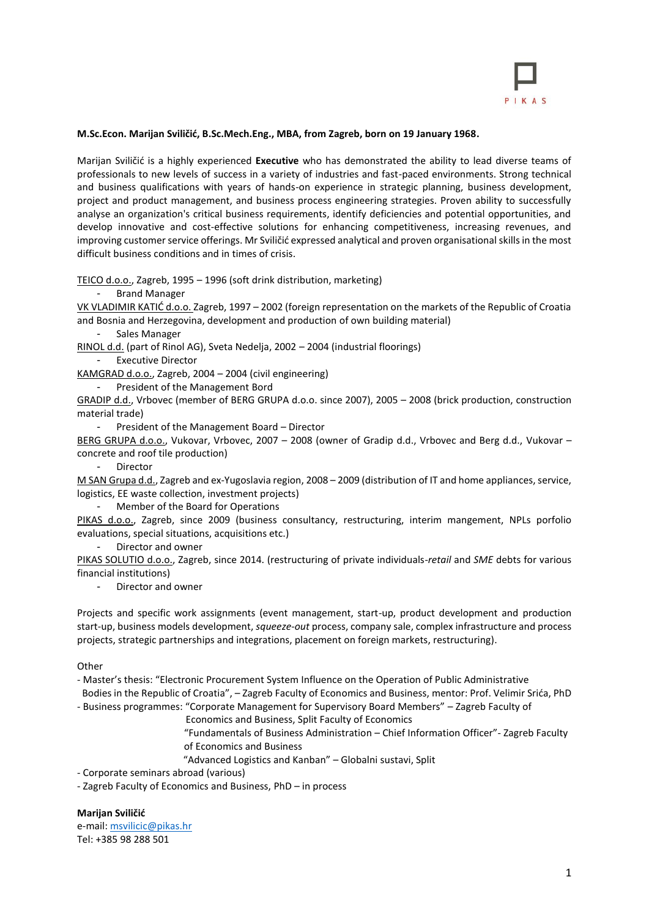PIKAS

**M.Sc.Econ. Marijan Sviličić, B.Sc.Mech.Eng., MBA, from Zagreb, born on 19 January 1968.**

Marijan Sviličić is a highly experienced **Executive** who has demonstrated the ability to lead diverse teams of professionals to new levels of success in a variety of industries and fast-paced environments. Strong technical and business qualifications with years of hands-on experience in strategic planning, business development, project and product management, and business process engineering strategies. Proven ability to successfully analyse an organization's critical business requirements, identify deficiencies and potential opportunities, and develop innovative and cost-effective solutions for enhancing competitiveness, increasing revenues, and improving customer service offerings. Mr Sviličić expressed analytical and proven organisational skills in the most difficult business conditions and in times of crisis.

<u>TEICO d.o.o.</u>, Zagreb, 1995 – 1996 (soft drink distribution, marketing)

- Brand Manager

<u>VK VLADIMIR KATIĆ d.o.o.</u> Zagreb, 1997 – 2002 (foreign representation on the markets of the Republic of Croatia and Bosnia and Herzegovina, development and production of own building material)

- Sales Manager

<u>RINOL d.d.</u> (part of Rinol AG), Sveta Nedelja, 2002 – 2004 (industrial floorings)

- Executive Director

<u>KAMGRAD d.o.o.</u>, Zagreb, 2004 – 2004 (civil engineering)

- President of the Management Bord

<u>GRADIP d.d.</u>, Vrbovec (member of BERG GRUPA d.o.o. since 2007), 2005 – 2008 (brick production, construction material trade)

- President of the Management Board – Director

<u>BERG GRUPA d.o.o.</u>, Vukovar, Vrbovec, 2007 – 2008 (owner of Gradip d.d., Vrbovec and Berg d.d., Vukovar – concrete and roof tile production)

- Director

<u>M SAN Grupa d.d.</u>, Zagreb and ex-Yugoslavia region, 2008 – 2009 (distribution of IT and home appliances, service, logistics, EE waste collection, investment projects)

- Member of the Board for Operations

<u>PIKAS d.o.o.</u>, Zagreb, since 2009 (business consultancy, restructuring, interim mangement, NPLs porfolio evaluations, special situations, acquisitions etc.)

- Director and owner

<u>PIKAS SOLUTIO d.o.o.</u>, Zagreb, since 2014. (restructuring of private individuals-*retail* and *SME* debts for various financial institutions)

- Director and owner

Projects and specific work assignments (event management, start-up, product development and production start-up, business models development, *squeeze-out* process, company sale, complex infrastructure and process projects, strategic partnerships and integrations, placement on foreign markets, restructuring).

Other

- Master's thesis: "Electronic Procurement System Influence on the Operation of Public Administrative Bodies in the Republic of Croatia", – Zagreb Faculty of Economics and Business, mentor: Prof. Velimir Srića, PhD
- Business programmes: "Corporate Management for Supervisory Board Members" – Zagreb Faculty of Economics and Business, Split Faculty of Economics
  "Fundamentals of Business Administration – Chief Information Officer"- Zagreb Faculty of Economics and Business
  "Advanced Logistics and Kanban" – Globalni sustavi, Split
- Corporate seminars abroad (various)
- Zagreb Faculty of Economics and Business, PhD – in process

**Marijan Sviličić**
e-mail: msvilicic@pikas.hr
Tel: +385 98 288 501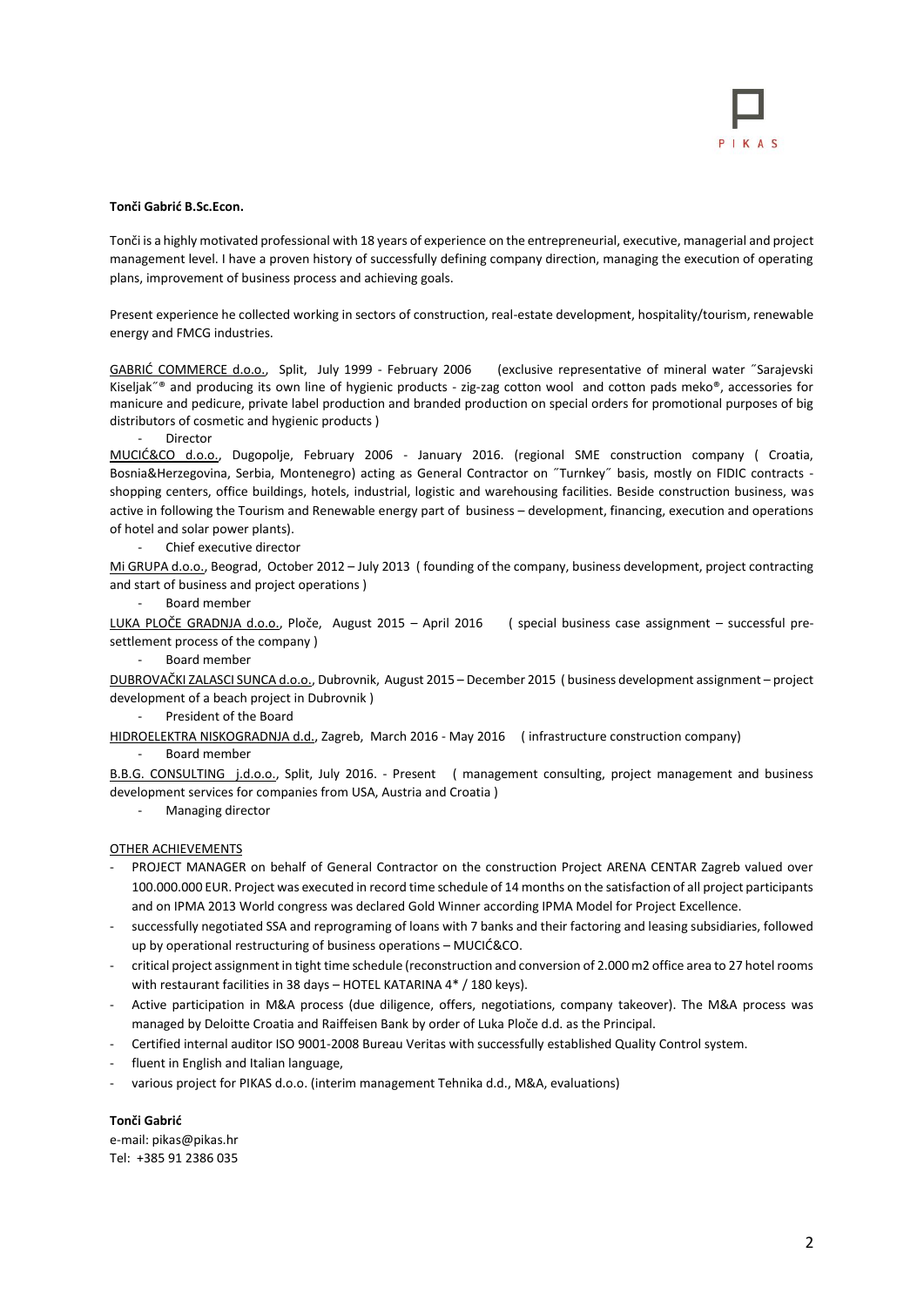**Tonči Gabrić B.Sc.Econ.**

Tonči is a highly motivated professional with 18 years of experience on the entrepreneurial, executive, managerial and project management level. I have a proven history of successfully defining company direction, managing the execution of operating plans, improvement of business process and achieving goals.

Present experience he collected working in sectors of construction, real-estate development, hospitality/tourism, renewable energy and FMCG industries.

<u>GABRIĆ COMMERCE d.o.o.</u>, Split, July 1999 - February 2006 (exclusive representative of mineral water ˝Sarajevski Kiseljak˝® and producing its own line of hygienic products - zig-zag cotton wool and cotton pads meko®, accessories for manicure and pedicure, private label production and branded production on special orders for promotional purposes of big distributors of cosmetic and hygienic products )

- Director

<u>MUCIĆ&CO d.o.o.</u>, Dugopolje, February 2006 - January 2016. (regional SME construction company ( Croatia, Bosnia&Herzegovina, Serbia, Montenegro) acting as General Contractor on ˝Turnkey˝ basis, mostly on FIDIC contracts - shopping centers, office buildings, hotels, industrial, logistic and warehousing facilities. Beside construction business, was active in following the Tourism and Renewable energy part of business – development, financing, execution and operations of hotel and solar power plants).

- Chief executive director

<u>Mi GRUPA d.o.o.</u>, Beograd, October 2012 – July 2013 ( founding of the company, business development, project contracting and start of business and project operations )

- Board member

<u>LUKA PLOČE GRADNJA d.o.o.</u>, Ploče, August 2015 – April 2016 ( special business case assignment – successful pre-settlement process of the company )

- Board member

<u>DUBROVAČKI ZALASCI SUNCA d.o.o.</u>, Dubrovnik, August 2015 – December 2015 ( business development assignment – project development of a beach project in Dubrovnik )

- President of the Board

<u>HIDROELEKTRA NISKOGRADNJA d.d.</u>, Zagreb, March 2016 - May 2016 ( infrastructure construction company)

- Board member

<u>B.B.G. CONSULTING j.d.o.o.</u>, Split, July 2016. - Present ( management consulting, project management and business development services for companies from USA, Austria and Croatia )

- Managing director

<u>OTHER ACHIEVEMENTS</u>

- PROJECT MANAGER on behalf of General Contractor on the construction Project ARENA CENTAR Zagreb valued over 100.000.000 EUR. Project was executed in record time schedule of 14 months on the satisfaction of all project participants and on IPMA 2013 World congress was declared Gold Winner according IPMA Model for Project Excellence.
- successfully negotiated SSA and reprograming of loans with 7 banks and their factoring and leasing subsidiaries, followed up by operational restructuring of business operations – MUCIĆ&CO.
- critical project assignment in tight time schedule (reconstruction and conversion of 2.000 m2 office area to 27 hotel rooms with restaurant facilities in 38 days – HOTEL KATARINA 4* / 180 keys).
- Active participation in M&A process (due diligence, offers, negotiations, company takeover). The M&A process was managed by Deloitte Croatia and Raiffeisen Bank by order of Luka Ploče d.d. as the Principal.
- Certified internal auditor ISO 9001-2008 Bureau Veritas with successfully established Quality Control system.
- fluent in English and Italian language,
- various project for PIKAS d.o.o. (interim management Tehnika d.d., M&A, evaluations)

**Tonči Gabrić**

e-mail: pikas@pikas.hr

Tel: +385 91 2386 035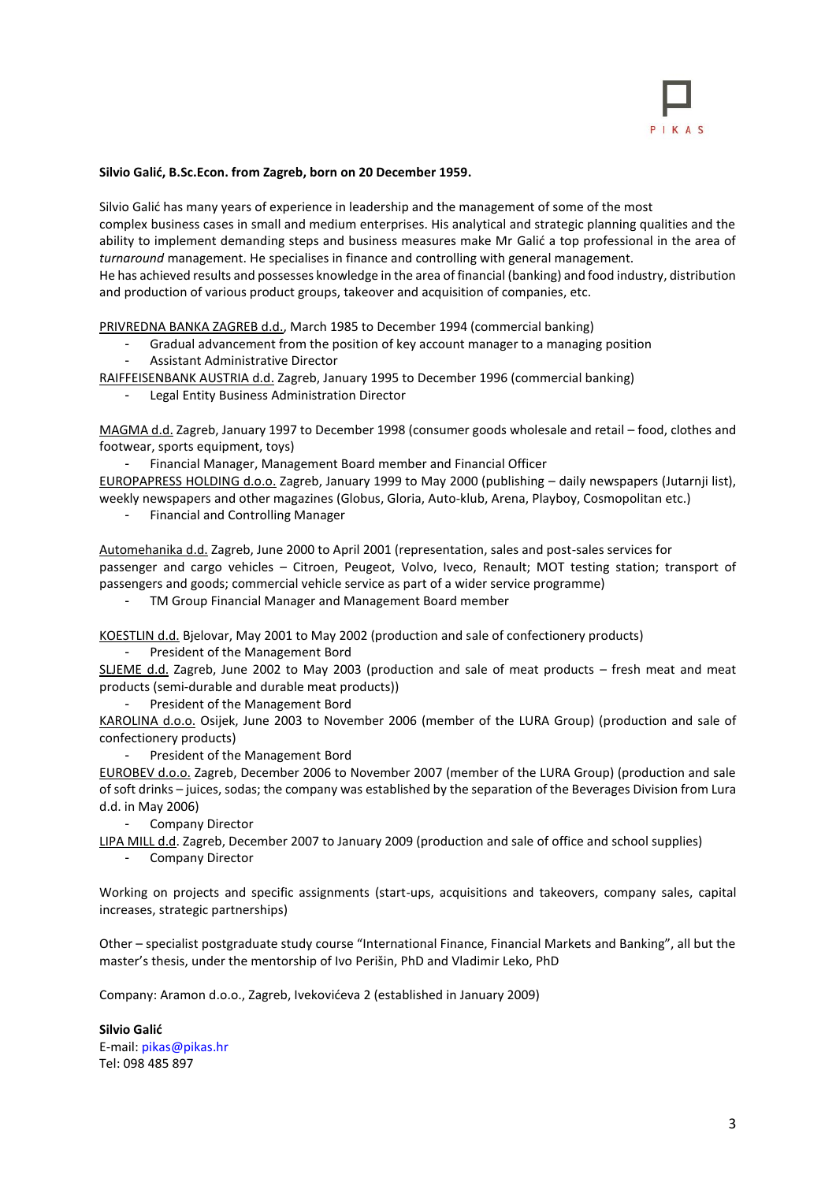**Silvio Galić, B.Sc.Econ. from Zagreb, born on 20 December 1959.**

Silvio Galić has many years of experience in leadership and the management of some of the most complex business cases in small and medium enterprises. His analytical and strategic planning qualities and the ability to implement demanding steps and business measures make Mr Galić a top professional in the area of *turnaround* management. He specialises in finance and controlling with general management.
He has achieved results and possesses knowledge in the area of financial (banking) and food industry, distribution and production of various product groups, takeover and acquisition of companies, etc.

<u>PRIVREDNA BANKA ZAGREB d.d.</u>, March 1985 to December 1994 (commercial banking)

- Gradual advancement from the position of key account manager to a managing position
- Assistant Administrative Director

<u>RAIFFEISENBANK AUSTRIA d.d.</u> Zagreb, January 1995 to December 1996 (commercial banking)

- Legal Entity Business Administration Director

<u>MAGMA d.d.</u> Zagreb, January 1997 to December 1998 (consumer goods wholesale and retail – food, clothes and footwear, sports equipment, toys)

- Financial Manager, Management Board member and Financial Officer

<u>EUROPAPRESS HOLDING d.o.o.</u> Zagreb, January 1999 to May 2000 (publishing – daily newspapers (Jutarnji list), weekly newspapers and other magazines (Globus, Gloria, Auto-klub, Arena, Playboy, Cosmopolitan etc.)

- Financial and Controlling Manager

<u>Automehanika d.d.</u> Zagreb, June 2000 to April 2001 (representation, sales and post-sales services for passenger and cargo vehicles – Citroen, Peugeot, Volvo, Iveco, Renault; MOT testing station; transport of passengers and goods; commercial vehicle service as part of a wider service programme)

- TM Group Financial Manager and Management Board member

<u>KOESTLIN d.d.</u> Bjelovar, May 2001 to May 2002 (production and sale of confectionery products)

- President of the Management Bord

<u>SLJEME d.d.</u> Zagreb, June 2002 to May 2003 (production and sale of meat products – fresh meat and meat products (semi-durable and durable meat products))

- President of the Management Bord

<u>KAROLINA d.o.o.</u> Osijek, June 2003 to November 2006 (member of the LURA Group) (production and sale of confectionery products)

- President of the Management Bord

<u>EUROBEV d.o.o.</u> Zagreb, December 2006 to November 2007 (member of the LURA Group) (production and sale of soft drinks – juices, sodas; the company was established by the separation of the Beverages Division from Lura d.d. in May 2006)

- Company Director

<u>LIPA MILL d.d</u>. Zagreb, December 2007 to January 2009 (production and sale of office and school supplies)

- Company Director

Working on projects and specific assignments (start-ups, acquisitions and takeovers, company sales, capital increases, strategic partnerships)

Other – specialist postgraduate study course "International Finance, Financial Markets and Banking", all but the master's thesis, under the mentorship of Ivo Perišin, PhD and Vladimir Leko, PhD

Company: Aramon d.o.o., Zagreb, Ivekovićeva 2 (established in January 2009)

**Silvio Galić**
E-mail: pikas@pikas.hr
Tel: 098 485 897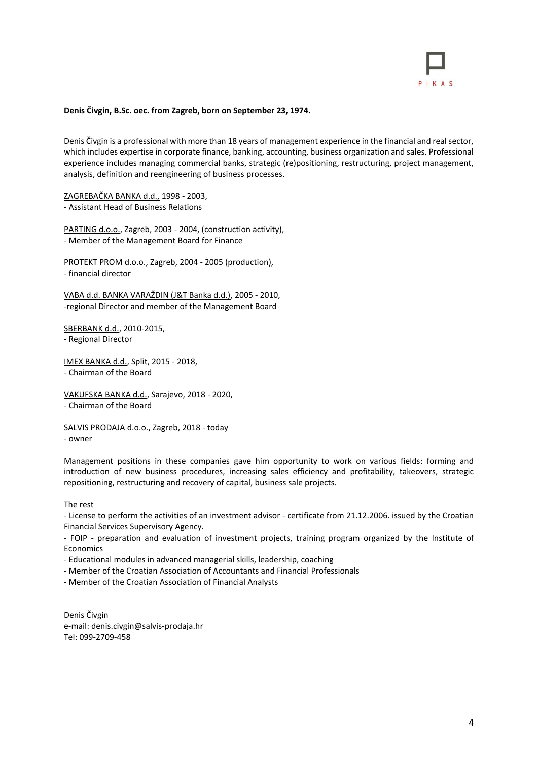**Denis Čivgin, B.Sc. oec. from Zagreb, born on September 23, 1974.**

Denis Čivgin is a professional with more than 18 years of management experience in the financial and real sector, which includes expertise in corporate finance, banking, accounting, business organization and sales. Professional experience includes managing commercial banks, strategic (re)positioning, restructuring, project management, analysis, definition and reengineering of business processes.

ZAGREBAČKA BANKA d.d., 1998 - 2003,
- Assistant Head of Business Relations

PARTING d.o.o., Zagreb, 2003 - 2004, (construction activity),
- Member of the Management Board for Finance

PROTEKT PROM d.o.o., Zagreb, 2004 - 2005 (production),
- financial director

VABA d.d. BANKA VARAŽDIN (J&T Banka d.d.), 2005 - 2010,
-regional Director and member of the Management Board

SBERBANK d.d., 2010-2015,
- Regional Director

IMEX BANKA d.d., Split, 2015 - 2018,
- Chairman of the Board

VAKUFSKA BANKA d.d., Sarajevo, 2018 - 2020,
- Chairman of the Board

SALVIS PRODAJA d.o.o., Zagreb, 2018 - today
- owner

Management positions in these companies gave him opportunity to work on various fields: forming and introduction of new business procedures, increasing sales efficiency and profitability, takeovers, strategic repositioning, restructuring and recovery of capital, business sale projects.

The rest

- License to perform the activities of an investment advisor - certificate from 21.12.2006. issued by the Croatian Financial Services Supervisory Agency.
- FOIP - preparation and evaluation of investment projects, training program organized by the Institute of Economics
- Educational modules in advanced managerial skills, leadership, coaching
- Member of the Croatian Association of Accountants and Financial Professionals
- Member of the Croatian Association of Financial Analysts

Denis Čivgin
e-mail: denis.civgin@salvis-prodaja.hr
Tel: 099-2709-458